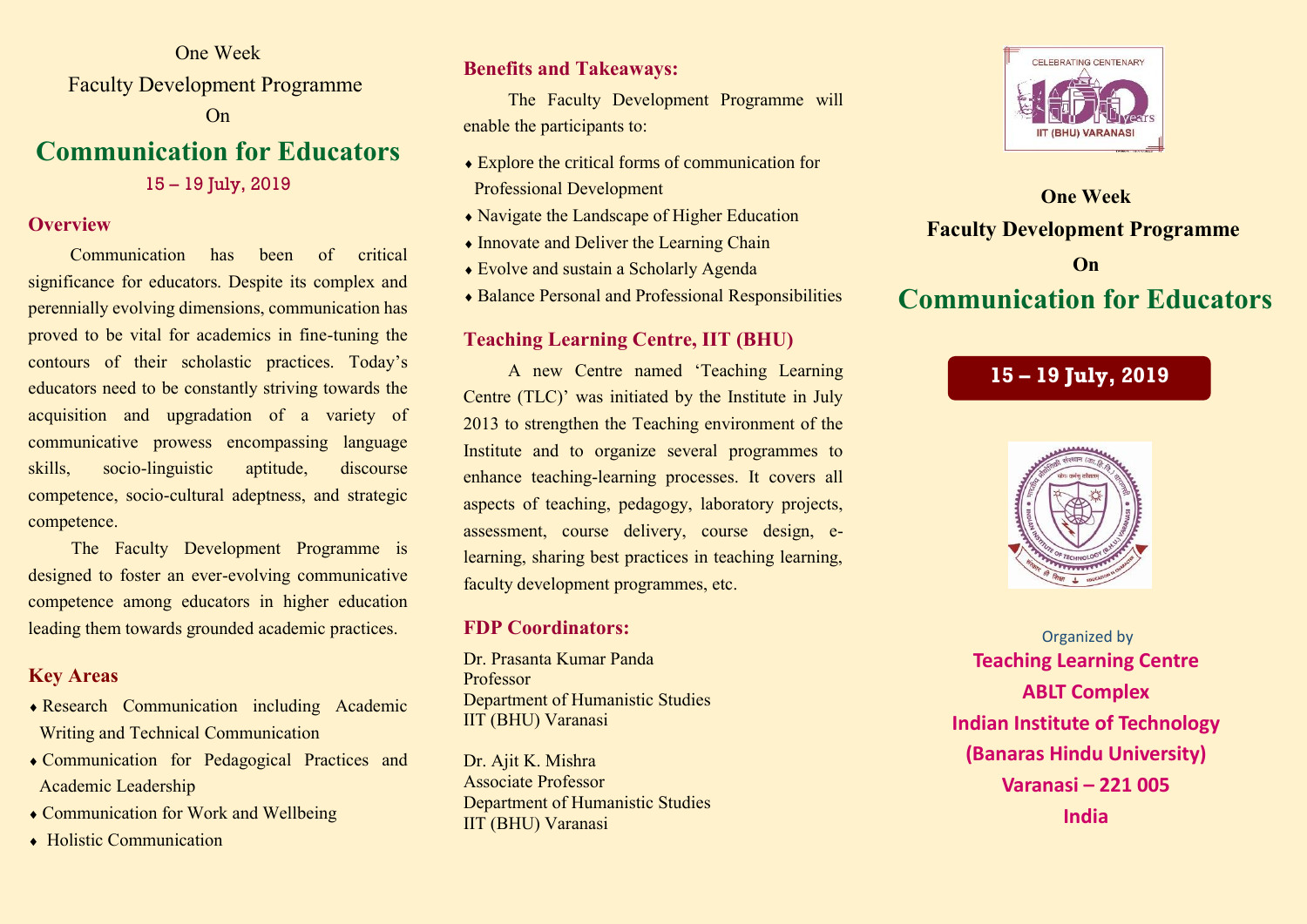One Week

Faculty Development Programme

On

# Communication for Educators

15 – 19 July, 2019

## Overview

Communication has been of critical significance for educators. Despite its complex and perennially evolving dimensions, communication has proved to be vital for academics in fine-tuning the contours of their scholastic practices. Today's educators need to be constantly striving towards the acquisition and upgradation of a variety of communicative prowess encompassing language skills, socio-linguistic aptitude, discourse competence, socio-cultural adeptness, and strategic competence.

The Faculty Development Programme is designed to foster an ever-evolving communicative competence among educators in higher education leading them towards grounded academic practices.

## Key Areas

- Research Communication including Academic Writing and Technical Communication
- Communication for Pedagogical Practices and Academic Leadership
- Communication for Work and Wellbeing
- Holistic Communication

## Benefits and Takeaways:

The Faculty Development Programme will enable the participants to:

- Explore the critical forms of communication for Professional Development
- Navigate the Landscape of Higher Education
- Innovate and Deliver the Learning Chain
- Evolve and sustain a Scholarly Agenda
- Balance Personal and Professional Responsibilities

## Teaching Learning Centre, IIT (BHU)

A new Centre named 'Teaching Learning Centre (TLC)' was initiated by the Institute in July 2013 to strengthen the Teaching environment of the Institute and to organize several programmes to enhance teaching-learning processes. It covers all aspects of teaching, pedagogy, laboratory projects, assessment, course delivery, course design, e-learning, sharing best practices in teaching learning, faculty development programmes, etc.

## FDP Coordinators:

Dr. Prasanta Kumar Panda
Professor
Department of Humanistic Studies
IIT (BHU) Varanasi

Dr. Ajit K. Mishra
Associate Professor
Department of Humanistic Studies
IIT (BHU) Varanasi

CELEBRATING CENTENARY
100 Years
IIT (BHU) VARANASI

**One Week**

**Faculty Development Programme**

**On**

# Communication for Educators

**15 – 19 July, 2019**

Organized by

**Teaching Learning Centre**
**ABLT Complex**
**Indian Institute of Technology**
**(Banaras Hindu University)**
**Varanasi – 221 005**
**India**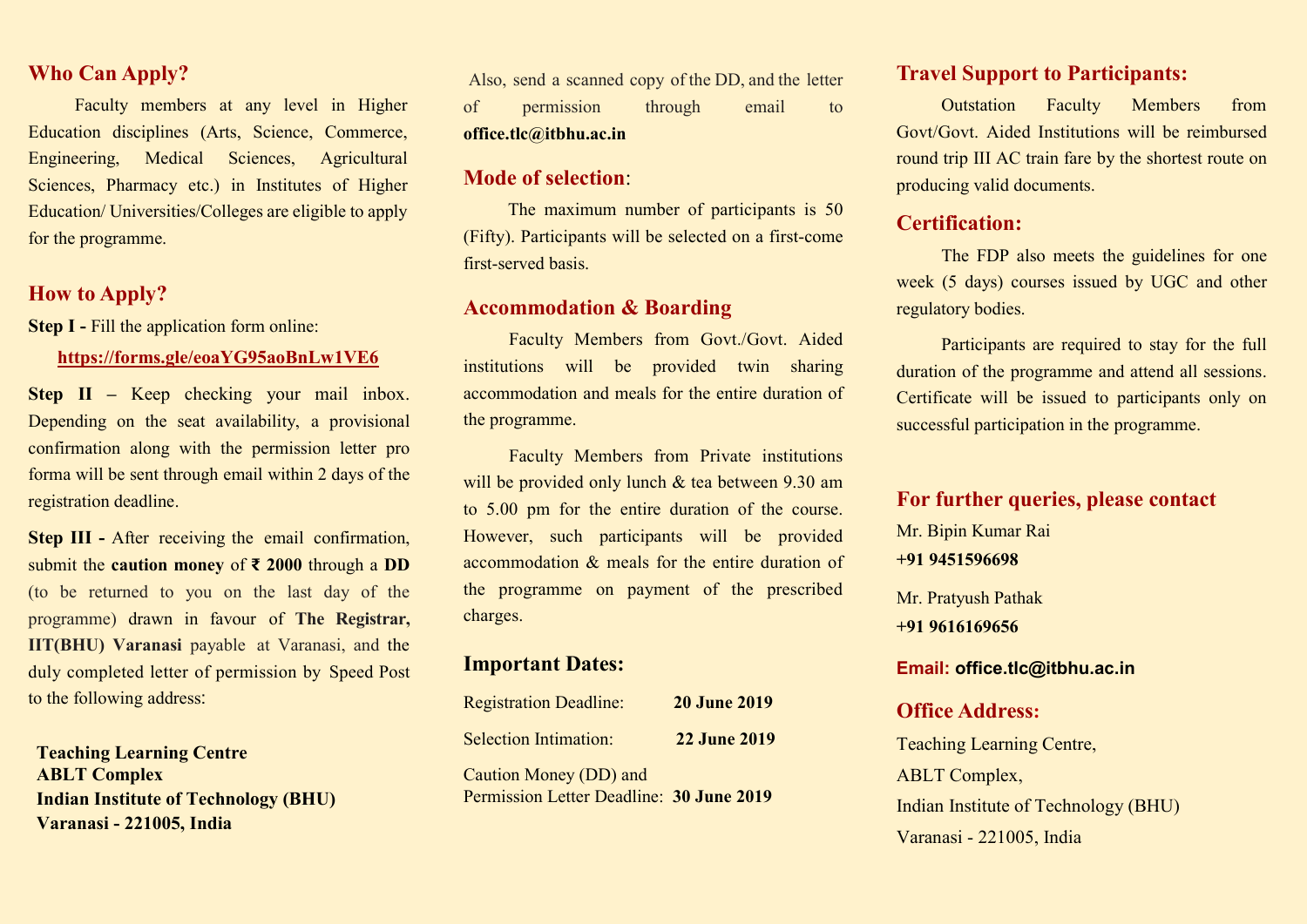## Who Can Apply?

Faculty members at any level in Higher Education disciplines (Arts, Science, Commerce, Engineering, Medical Sciences, Agricultural Sciences, Pharmacy etc.) in Institutes of Higher Education/ Universities/Colleges are eligible to apply for the programme.

## How to Apply?

**Step I -** Fill the application form online:

**https://forms.gle/eoaYG95aoBnLw1VE6**

**Step II –** Keep checking your mail inbox. Depending on the seat availability, a provisional confirmation along with the permission letter pro forma will be sent through email within 2 days of the registration deadline.

**Step III -** After receiving the email confirmation, submit the **caution money** of **₹ 2000** through a **DD** (to be returned to you on the last day of the programme) drawn in favour of **The Registrar, IIT(BHU) Varanasi** payable at Varanasi, and the duly completed letter of permission by Speed Post to the following address:

**Teaching Learning Centre**
**ABLT Complex**
**Indian Institute of Technology (BHU)**
**Varanasi - 221005, India**

Also, send a scanned copy of the DD, and the letter of permission through email to **office.tlc@itbhu.ac.in**

## Mode of selection:

The maximum number of participants is 50 (Fifty). Participants will be selected on a first-come first-served basis.

## Accommodation & Boarding

Faculty Members from Govt./Govt. Aided institutions will be provided twin sharing accommodation and meals for the entire duration of the programme.

Faculty Members from Private institutions will be provided only lunch & tea between 9.30 am to 5.00 pm for the entire duration of the course. However, such participants will be provided accommodation & meals for the entire duration of the programme on payment of the prescribed charges.

## Important Dates:

| | |
|---|---|
| Registration Deadline: | **20 June 2019** |
| Selection Intimation: | **22 June 2019** |
| Caution Money (DD) and Permission Letter Deadline: | **30 June 2019** |

## Travel Support to Participants:

Outstation Faculty Members from Govt/Govt. Aided Institutions will be reimbursed round trip III AC train fare by the shortest route on producing valid documents.

## Certification:

The FDP also meets the guidelines for one week (5 days) courses issued by UGC and other regulatory bodies.

Participants are required to stay for the full duration of the programme and attend all sessions. Certificate will be issued to participants only on successful participation in the programme.

## For further queries, please contact

Mr. Bipin Kumar Rai
**+91 9451596698**

Mr. Pratyush Pathak
**+91 9616169656**

**Email: office.tlc@itbhu.ac.in**

## Office Address:

Teaching Learning Centre,
ABLT Complex,
Indian Institute of Technology (BHU)
Varanasi - 221005, India